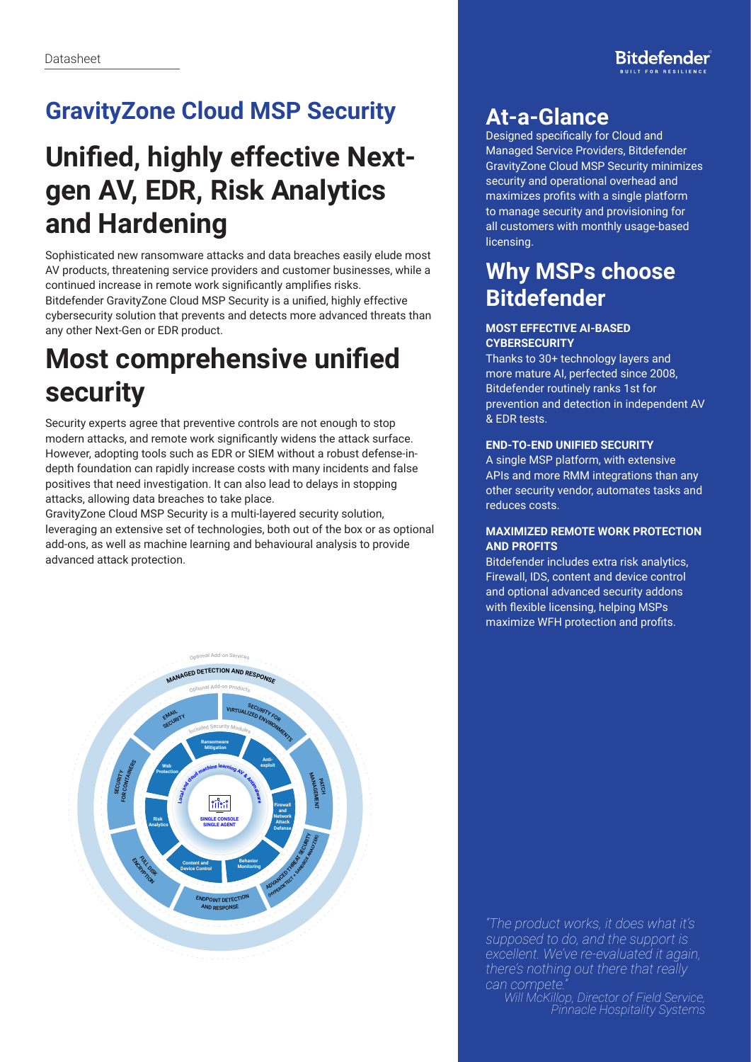Datasheet

# GravityZone Cloud MSP Security

## Unified, highly effective Next-gen AV, EDR, Risk Analytics and Hardening

Sophisticated new ransomware attacks and data breaches easily elude most AV products, threatening service providers and customer businesses, while a continued increase in remote work significantly amplifies risks.
Bitdefender GravityZone Cloud MSP Security is a unified, highly effective cybersecurity solution that prevents and detects more advanced threats than any other Next-Gen or EDR product.

## Most comprehensive unified security

Security experts agree that preventive controls are not enough to stop modern attacks, and remote work significantly widens the attack surface. However, adopting tools such as EDR or SIEM without a robust defense-in-depth foundation can rapidly increase costs with many incidents and false positives that need investigation. It can also lead to delays in stopping attacks, allowing data breaches to take place.
GravityZone Cloud MSP Security is a multi-layered security solution, leveraging an extensive set of technologies, both out of the box or as optional add-ons, as well as machine learning and behavioural analysis to provide advanced attack protection.

Optional Add-on Services
MANAGED DETECTION AND RESPONSE
Optional Add-on Products
EMAIL SECURITY
SECURITY FOR VIRTUALIZED ENVIRONMENTS
PATCH MANAGEMENT
ADVANCED THREAT SECURITY (HYPERDETECT + SANDBOX ANALYZER)
ENDPOINT DETECTION AND RESPONSE
FULL DISK ENCRYPTION
SECURITY FOR CONTAINERS
Included Security Modules
Ransomware Mitigation
Anti-exploit
Firewall and Network Attack Defense
Behavior Monitoring
Content and Device Control
Risk Analytics
Web Protection
Local and cloud machine learning AV & Antimalware
SINGLE CONSOLE SINGLE AGENT

## At-a-Glance

Designed specifically for Cloud and Managed Service Providers, Bitdefender GravityZone Cloud MSP Security minimizes security and operational overhead and maximizes profits with a single platform to manage security and provisioning for all customers with monthly usage-based licensing.

## Why MSPs choose Bitdefender

**MOST EFFECTIVE AI-BASED CYBERSECURITY**

Thanks to 30+ technology layers and more mature AI, perfected since 2008, Bitdefender routinely ranks 1st for prevention and detection in independent AV & EDR tests.

**END-TO-END UNIFIED SECURITY**

A single MSP platform, with extensive APIs and more RMM integrations than any other security vendor, automates tasks and reduces costs.

**MAXIMIZED REMOTE WORK PROTECTION AND PROFITS**

Bitdefender includes extra risk analytics, Firewall, IDS, content and device control and optional advanced security addons with flexible licensing, helping MSPs maximize WFH protection and profits.

*"The product works, it does what it's supposed to do, and the support is excellent. We've re-evaluated it again, there's nothing out there that really can compete."*
*Will McKillop, Director of Field Service, Pinnacle Hospitality Systems*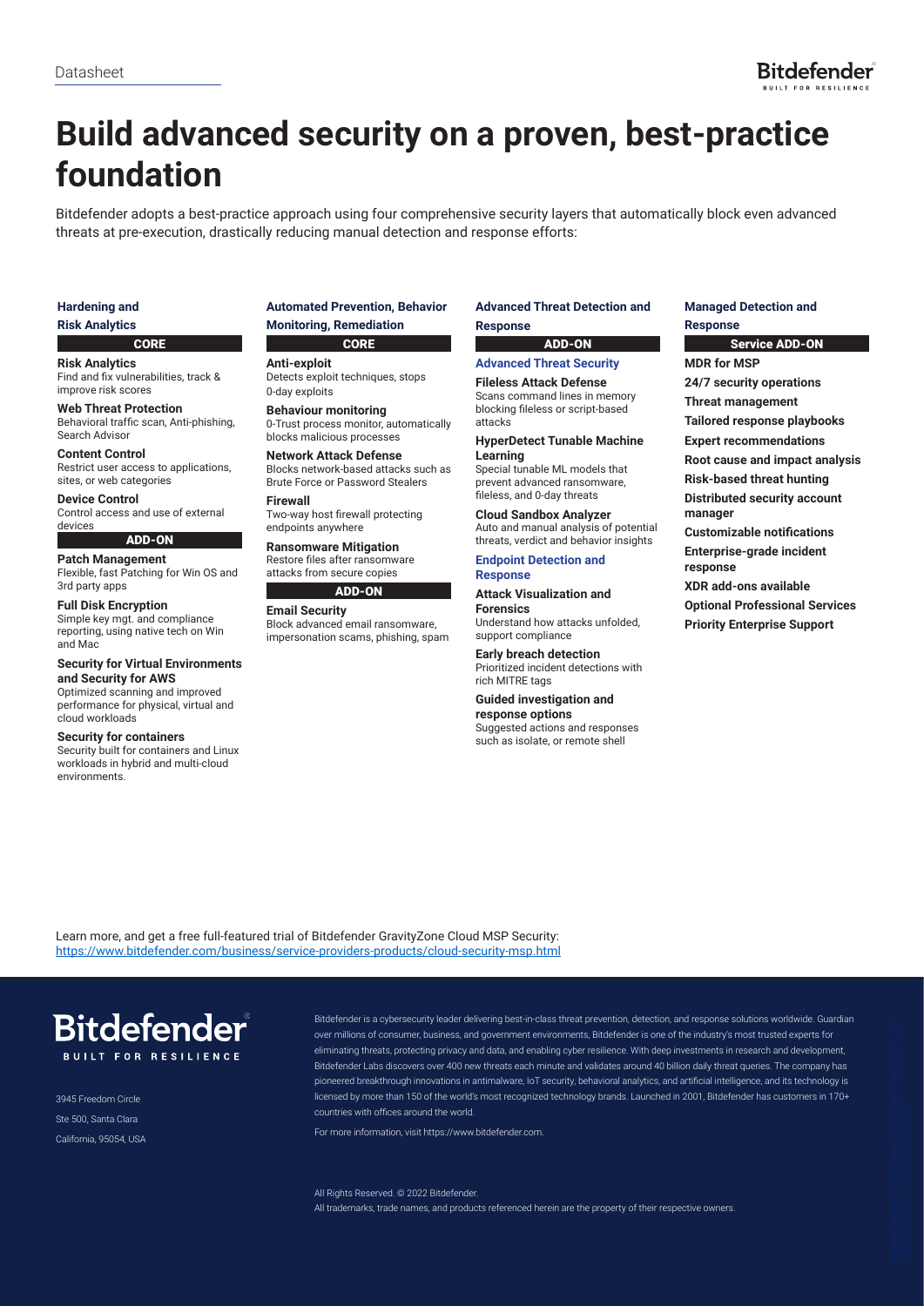# Build advanced security on a proven, best-practice foundation

Bitdefender adopts a best-practice approach using four comprehensive security layers that automatically block even advanced threats at pre-execution, drastically reducing manual detection and response efforts:

## Hardening and Risk Analytics

**CORE**

**Risk Analytics**
Find and fix vulnerabilities, track & improve risk scores

**Web Threat Protection**
Behavioral traffic scan, Anti-phishing, Search Advisor

**Content Control**
Restrict user access to applications, sites, or web categories

**Device Control**
Control access and use of external devices

**ADD-ON**

**Patch Management**
Flexible, fast Patching for Win OS and 3rd party apps

**Full Disk Encryption**
Simple key mgt. and compliance reporting, using native tech on Win and Mac

**Security for Virtual Environments and Security for AWS**
Optimized scanning and improved performance for physical, virtual and cloud workloads

**Security for containers**
Security built for containers and Linux workloads in hybrid and multi-cloud environments.

## Automated Prevention, Behavior Monitoring, Remediation

**CORE**

**Anti-exploit**
Detects exploit techniques, stops 0-day exploits

**Behaviour monitoring**
0-Trust process monitor, automatically blocks malicious processes

**Network Attack Defense**
Blocks network-based attacks such as Brute Force or Password Stealers

**Firewall**
Two-way host firewall protecting endpoints anywhere

**Ransomware Mitigation**
Restore files after ransomware attacks from secure copies

**ADD-ON**

**Email Security**
Block advanced email ransomware, impersonation scams, phishing, spam

## Advanced Threat Detection and Response

**ADD-ON**

### Advanced Threat Security

**Fileless Attack Defense**
Scans command lines in memory blocking fileless or script-based attacks

**HyperDetect Tunable Machine Learning**
Special tunable ML models that prevent advanced ransomware, fileless, and 0-day threats

**Cloud Sandbox Analyzer**
Auto and manual analysis of potential threats, verdict and behavior insights

### Endpoint Detection and Response

**Attack Visualization and Forensics**
Understand how attacks unfolded, support compliance

**Early breach detection**
Prioritized incident detections with rich MITRE tags

**Guided investigation and response options**
Suggested actions and responses such as isolate, or remote shell

## Managed Detection and Response

**Service ADD-ON**

- **MDR for MSP**
- **24/7 security operations**
- **Threat management**
- **Tailored response playbooks**
- **Expert recommendations**
- **Root cause and impact analysis**
- **Risk-based threat hunting**
- **Distributed security account manager**
- **Customizable notifications**
- **Enterprise-grade incident response**
- **XDR add-ons available**
- **Optional Professional Services**
- **Priority Enterprise Support**

Learn more, and get a free full-featured trial of Bitdefender GravityZone Cloud MSP Security:
https://www.bitdefender.com/business/service-providers-products/cloud-security-msp.html

**Bitdefender**
BUILT FOR RESILIENCE

3945 Freedom Circle
Ste 500, Santa Clara
California, 95054, USA

Bitdefender is a cybersecurity leader delivering best-in-class threat prevention, detection, and response solutions worldwide. Guardian over millions of consumer, business, and government environments, Bitdefender is one of the industry's most trusted experts for eliminating threats, protecting privacy and data, and enabling cyber resilience. With deep investments in research and development, Bitdefender Labs discovers over 400 new threats each minute and validates around 40 billion daily threat queries. The company has pioneered breakthrough innovations in antimalware, IoT security, behavioral analytics, and artificial intelligence, and its technology is licensed by more than 150 of the world's most recognized technology brands. Launched in 2001, Bitdefender has customers in 170+ countries with offices around the world.

For more information, visit https://www.bitdefender.com.

All Rights Reserved. © 2022 Bitdefender.
All trademarks, trade names, and products referenced herein are the property of their respective owners.